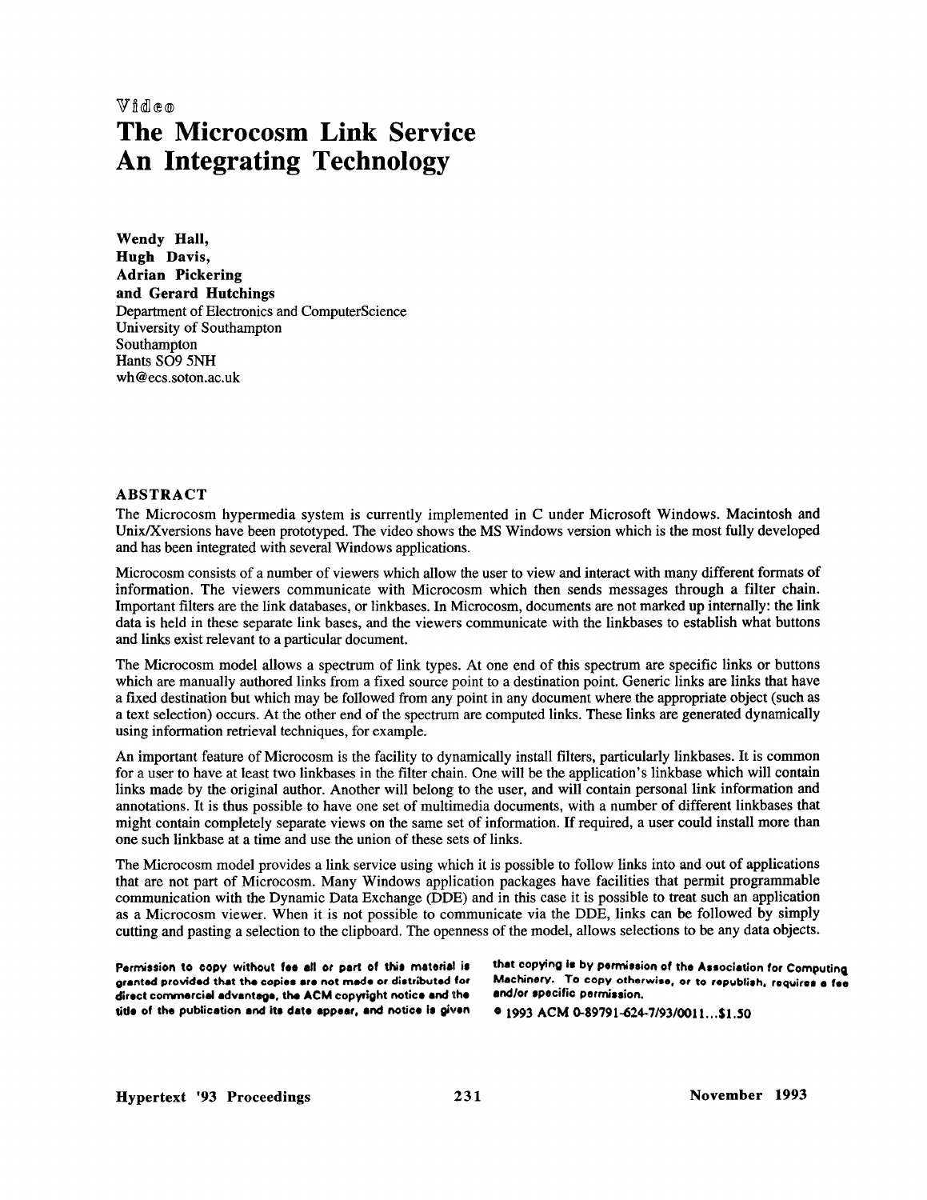Video

# The Microcosm Link Service An Integrating Technology

**Wendy Hall, Hugh Davis, Adrian Pickering and Gerard Hutchings**
Department of Electronics and ComputerScience
University of Southampton
Southampton
Hants SO9 5NH
wh@ecs.soton.ac.uk

## ABSTRACT

The Microcosm hypermedia system is currently implemented in C under Microsoft Windows. Macintosh and Unix/Xversions have been prototyped. The video shows the MS Windows version which is the most fully developed and has been integrated with several Windows applications.

Microcosm consists of a number of viewers which allow the user to view and interact with many different formats of information. The viewers communicate with Microcosm which then sends messages through a filter chain. Important filters are the link databases, or linkbases. In Microcosm, documents are not marked up internally: the link data is held in these separate link bases, and the viewers communicate with the linkbases to establish what buttons and links exist relevant to a particular document.

The Microcosm model allows a spectrum of link types. At one end of this spectrum are specific links or buttons which are manually authored links from a fixed source point to a destination point. Generic links are links that have a fixed destination but which may be followed from any point in any document where the appropriate object (such as a text selection) occurs. At the other end of the spectrum are computed links. These links are generated dynamically using information retrieval techniques, for example.

An important feature of Microcosm is the facility to dynamically install filters, particularly linkbases. It is common for a user to have at least two linkbases in the filter chain. One will be the application's linkbase which will contain links made by the original author. Another will belong to the user, and will contain personal link information and annotations. It is thus possible to have one set of multimedia documents, with a number of different linkbases that might contain completely separate views on the same set of information. If required, a user could install more than one such linkbase at a time and use the union of these sets of links.

The Microcosm model provides a link service using which it is possible to follow links into and out of applications that are not part of Microcosm. Many Windows application packages have facilities that permit programmable communication with the Dynamic Data Exchange (DDE) and in this case it is possible to treat such an application as a Microcosm viewer. When it is not possible to communicate via the DDE, links can be followed by simply cutting and pasting a selection to the clipboard. The openness of the model, allows selections to be any data objects.

Permission to copy without fee all or part of this material is granted provided that the copies are not made or distributed for direct commercial advantage, the ACM copyright notice and the title of the publication and its date appear, and notice is given that copying is by permission of the Association for Computing Machinery. To copy otherwise, or to republish, requires a fee and/or specific permission.

© 1993 ACM 0-89791-624-7/93/0011...$1.50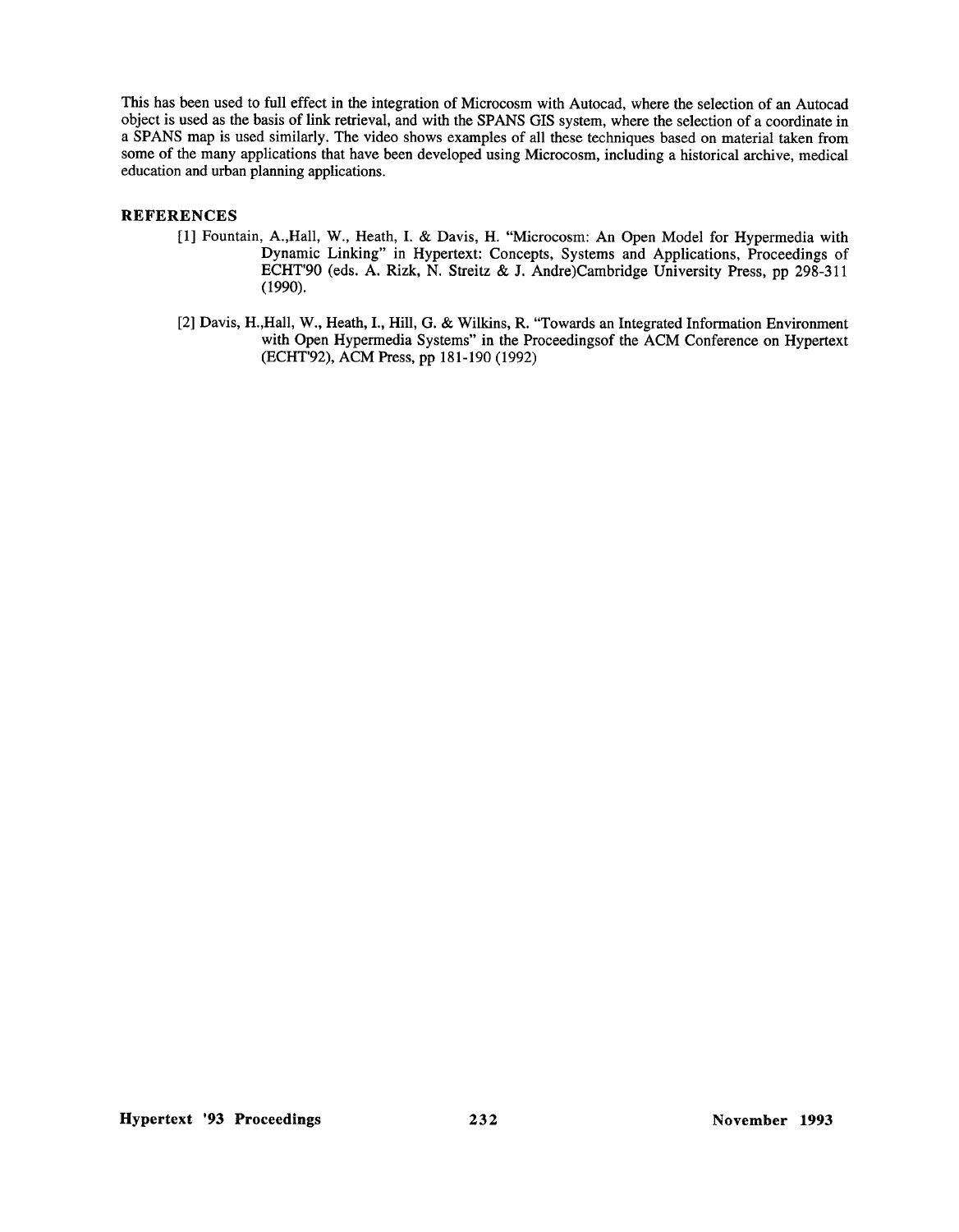This has been used to full effect in the integration of Microcosm with Autocad, where the selection of an Autocad object is used as the basis of link retrieval, and with the SPANS GIS system, where the selection of a coordinate in a SPANS map is used similarly. The video shows examples of all these techniques based on material taken from some of the many applications that have been developed using Microcosm, including a historical archive, medical education and urban planning applications.

## REFERENCES

[1] Fountain, A.,Hall, W., Heath, I. & Davis, H. "Microcosm: An Open Model for Hypermedia with Dynamic Linking" in Hypertext: Concepts, Systems and Applications, Proceedings of ECHT'90 (eds. A. Rizk, N. Streitz & J. Andre)Cambridge University Press, pp 298-311 (1990).

[2] Davis, H.,Hall, W., Heath, I., Hill, G. & Wilkins, R. "Towards an Integrated Information Environment with Open Hypermedia Systems" in the Proceedingsof the ACM Conference on Hypertext (ECHT'92), ACM Press, pp 181-190 (1992)